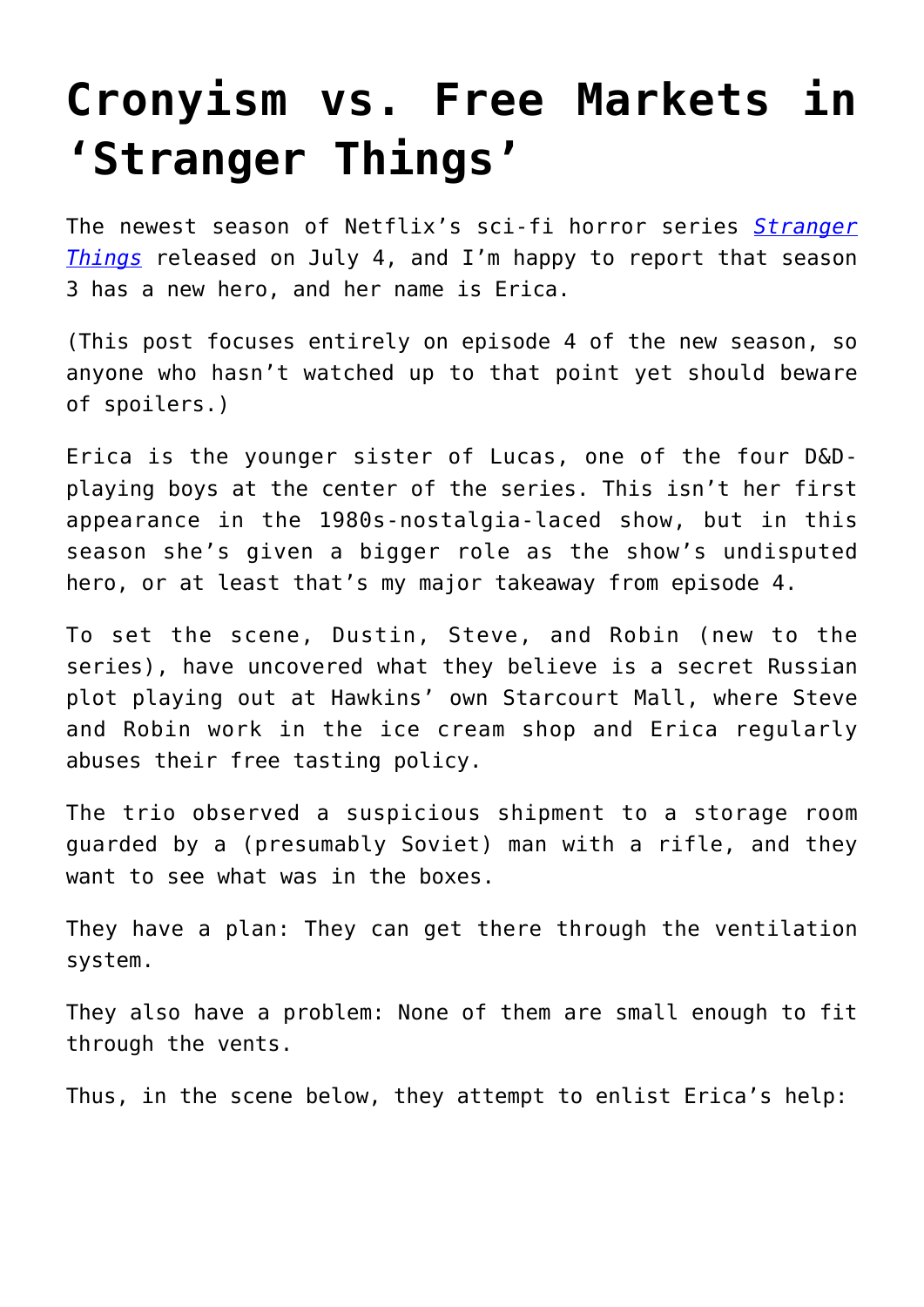# Cronyism vs. Free Markets in 'Stranger Things'

The newest season of Netflix's sci-fi horror series *Stranger Things* released on July 4, and I'm happy to report that season 3 has a new hero, and her name is Erica.

(This post focuses entirely on episode 4 of the new season, so anyone who hasn't watched up to that point yet should beware of spoilers.)

Erica is the younger sister of Lucas, one of the four D&D-playing boys at the center of the series. This isn't her first appearance in the 1980s-nostalgia-laced show, but in this season she's given a bigger role as the show's undisputed hero, or at least that's my major takeaway from episode 4.

To set the scene, Dustin, Steve, and Robin (new to the series), have uncovered what they believe is a secret Russian plot playing out at Hawkins' own Starcourt Mall, where Steve and Robin work in the ice cream shop and Erica regularly abuses their free tasting policy.

The trio observed a suspicious shipment to a storage room guarded by a (presumably Soviet) man with a rifle, and they want to see what was in the boxes.

They have a plan: They can get there through the ventilation system.

They also have a problem: None of them are small enough to fit through the vents.

Thus, in the scene below, they attempt to enlist Erica's help: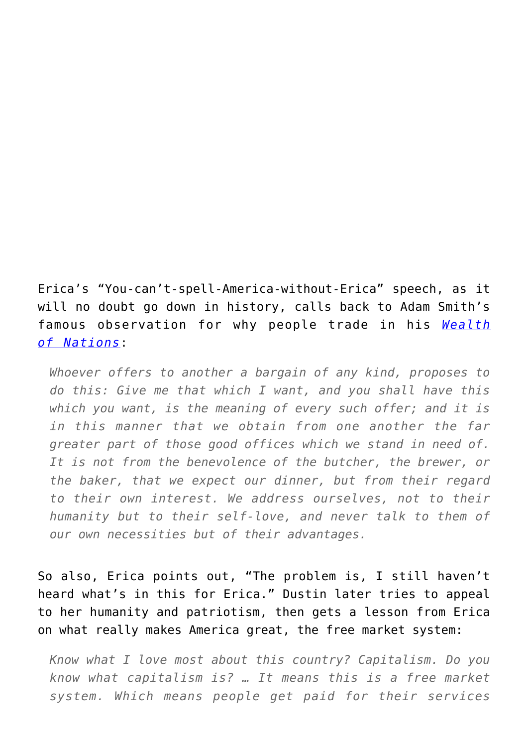Erica's "You-can't-spell-America-without-Erica" speech, as it will no doubt go down in history, calls back to Adam Smith's famous observation for why people trade in his [*Wealth of Nations*]:

> *Whoever offers to another a bargain of any kind, proposes to do this: Give me that which I want, and you shall have this which you want, is the meaning of every such offer; and it is in this manner that we obtain from one another the far greater part of those good offices which we stand in need of. It is not from the benevolence of the butcher, the brewer, or the baker, that we expect our dinner, but from their regard to their own interest. We address ourselves, not to their humanity but to their self-love, and never talk to them of our own necessities but of their advantages.*

So also, Erica points out, "The problem is, I still haven't heard what's in this for Erica." Dustin later tries to appeal to her humanity and patriotism, then gets a lesson from Erica on what really makes America great, the free market system:

> *Know what I love most about this country? Capitalism. Do you know what capitalism is? … It means this is a free market system. Which means people get paid for their services*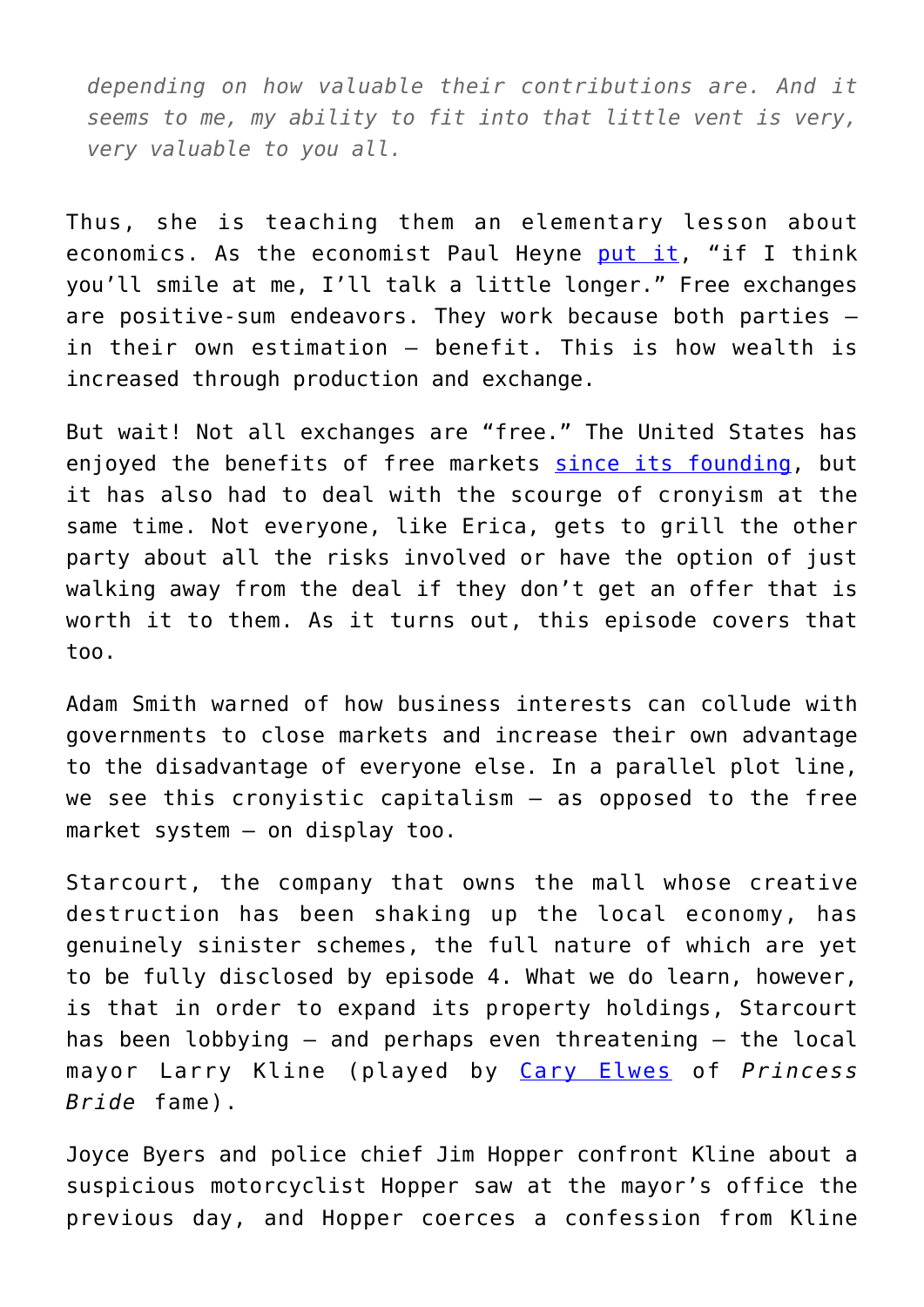*depending on how valuable their contributions are. And it seems to me, my ability to fit into that little vent is very, very valuable to you all.*

Thus, she is teaching them an elementary lesson about economics. As the economist Paul Heyne [put it](), "if I think you'll smile at me, I'll talk a little longer." Free exchanges are positive-sum endeavors. They work because both parties – in their own estimation – benefit. This is how wealth is increased through production and exchange.

But wait! Not all exchanges are "free." The United States has enjoyed the benefits of free markets [since its founding](), but it has also had to deal with the scourge of cronyism at the same time. Not everyone, like Erica, gets to grill the other party about all the risks involved or have the option of just walking away from the deal if they don't get an offer that is worth it to them. As it turns out, this episode covers that too.

Adam Smith warned of how business interests can collude with governments to close markets and increase their own advantage to the disadvantage of everyone else. In a parallel plot line, we see this cronyistic capitalism – as opposed to the free market system – on display too.

Starcourt, the company that owns the mall whose creative destruction has been shaking up the local economy, has genuinely sinister schemes, the full nature of which are yet to be fully disclosed by episode 4. What we do learn, however, is that in order to expand its property holdings, Starcourt has been lobbying – and perhaps even threatening – the local mayor Larry Kline (played by [Cary Elwes]() of *Princess Bride* fame).

Joyce Byers and police chief Jim Hopper confront Kline about a suspicious motorcyclist Hopper saw at the mayor's office the previous day, and Hopper coerces a confession from Kline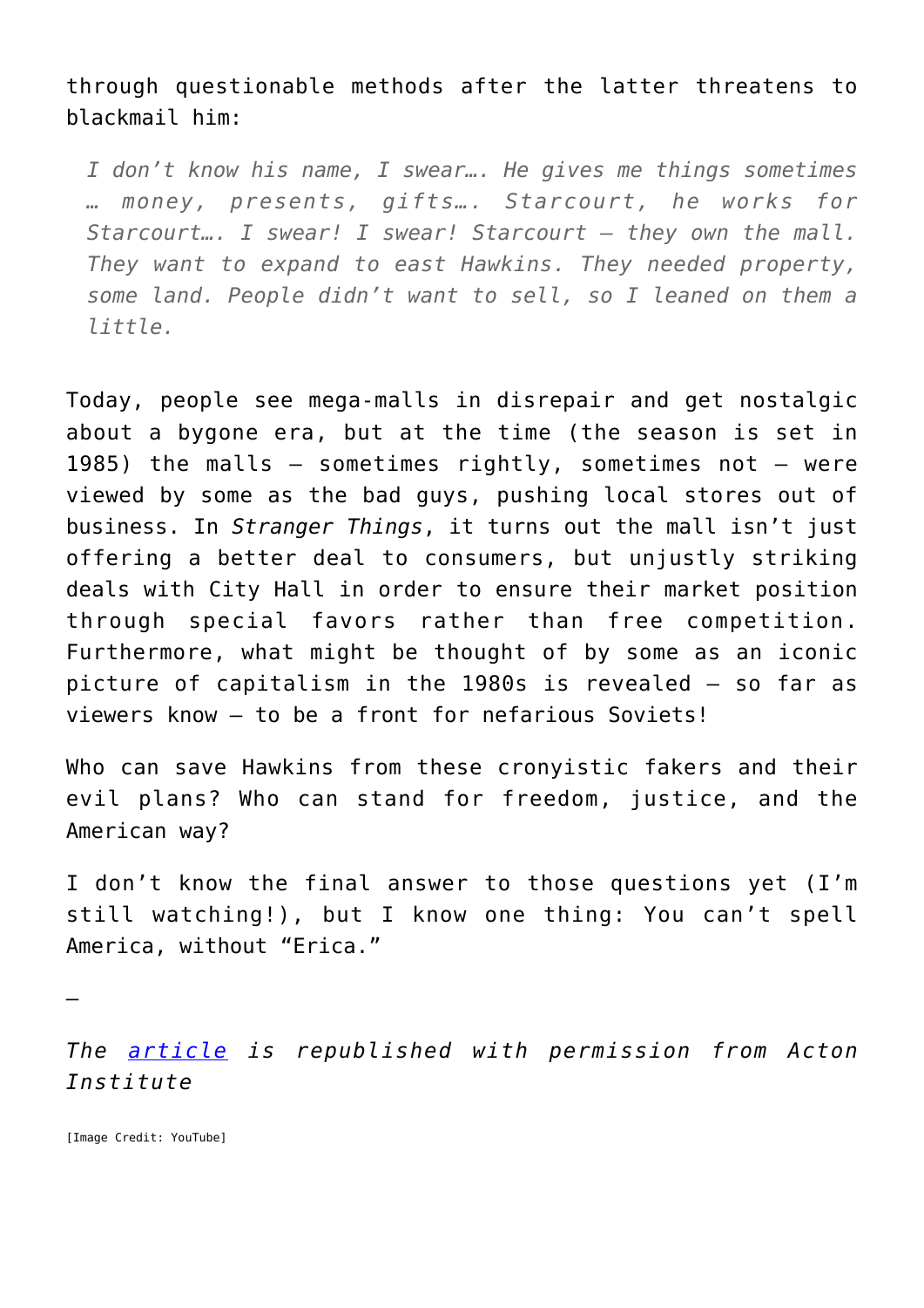through questionable methods after the latter threatens to blackmail him:

> *I don't know his name, I swear…. He gives me things sometimes … money, presents, gifts…. Starcourt, he works for Starcourt…. I swear! I swear! Starcourt – they own the mall. They want to expand to east Hawkins. They needed property, some land. People didn't want to sell, so I leaned on them a little.*

Today, people see mega-malls in disrepair and get nostalgic about a bygone era, but at the time (the season is set in 1985) the malls – sometimes rightly, sometimes not – were viewed by some as the bad guys, pushing local stores out of business. In *Stranger Things*, it turns out the mall isn't just offering a better deal to consumers, but unjustly striking deals with City Hall in order to ensure their market position through special favors rather than free competition. Furthermore, what might be thought of by some as an iconic picture of capitalism in the 1980s is revealed – so far as viewers know – to be a front for nefarious Soviets!

Who can save Hawkins from these cronyistic fakers and their evil plans? Who can stand for freedom, justice, and the American way?

I don't know the final answer to those questions yet (I'm still watching!), but I know one thing: You can't spell America, without "Erica."

—

*The [article] is republished with permission from Acton Institute*

[Image Credit: YouTube]